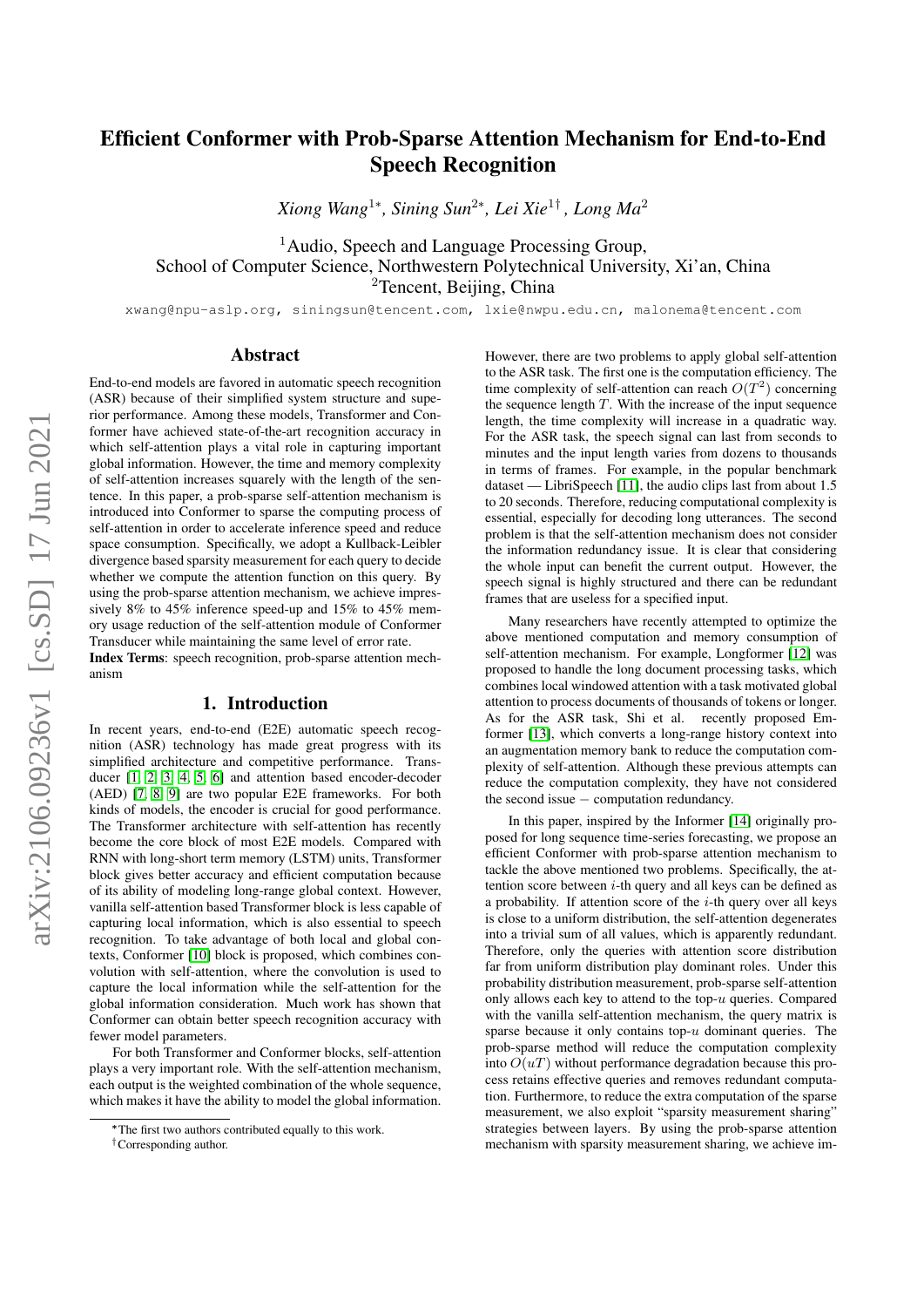# Efficient Conformer with Prob-Sparse Attention Mechanism for End-to-End Speech Recognition

*Xiong Wang*[1*], *Sining Sun*[2*], *Lei Xie*[1†], *Long Ma*[2]

[1]Audio, Speech and Language Processing Group, School of Computer Science, Northwestern Polytechnical University, Xi'an, China
[2]Tencent, Beijing, China

xwang@npu-aslp.org, siningsun@tencent.com, lxie@nwpu.edu.cn, malonema@tencent.com

## Abstract

End-to-end models are favored in automatic speech recognition (ASR) because of their simplified system structure and superior performance. Among these models, Transformer and Conformer have achieved state-of-the-art recognition accuracy in which self-attention plays a vital role in capturing important global information. However, the time and memory complexity of self-attention increases squarely with the length of the sentence. In this paper, a prob-sparse self-attention mechanism is introduced into Conformer to sparse the computing process of self-attention in order to accelerate inference speed and reduce space consumption. Specifically, we adopt a Kullback-Leibler divergence based sparsity measurement for each query to decide whether we compute the attention function on this query. By using the prob-sparse attention mechanism, we achieve impressively 8% to 45% inference speed-up and 15% to 45% memory usage reduction of the self-attention module of Conformer Transducer while maintaining the same level of error rate.

**Index Terms**: speech recognition, prob-sparse attention mechanism

## 1. Introduction

In recent years, end-to-end (E2E) automatic speech recognition (ASR) technology has made great progress with its simplified architecture and competitive performance. Transducer [1, 2, 3, 4, 5, 6] and attention based encoder-decoder (AED) [7, 8, 9] are two popular E2E frameworks. For both kinds of models, the encoder is crucial for good performance. The Transformer architecture with self-attention has recently become the core block of most E2E models. Compared with RNN with long-short term memory (LSTM) units, Transformer block gives better accuracy and efficient computation because of its ability of modeling long-range global context. However, vanilla self-attention based Transformer block is less capable of capturing local information, which is also essential to speech recognition. To take advantage of both local and global contexts, Conformer [10] block is proposed, which combines convolution with self-attention, where the convolution is used to capture the local information while the self-attention for the global information consideration. Much work has shown that Conformer can obtain better speech recognition accuracy with fewer model parameters.

For both Transformer and Conformer blocks, self-attention plays a very important role. With the self-attention mechanism, each output is the weighted combination of the whole sequence, which makes it have the ability to model the global information. However, there are two problems to apply global self-attention to the ASR task. The first one is the computation efficiency. The time complexity of self-attention can reach $O(T^2)$ concerning the sequence length $T$. With the increase of the input sequence length, the time complexity will increase in a quadratic way. For the ASR task, the speech signal can last from seconds to minutes and the input length varies from dozens to thousands in terms of frames. For example, in the popular benchmark dataset — LibriSpeech [11], the audio clips last from about 1.5 to 20 seconds. Therefore, reducing computational complexity is essential, especially for decoding long utterances. The second problem is that the self-attention mechanism does not consider the information redundancy issue. It is clear that considering the whole input can benefit the current output. However, the speech signal is highly structured and there can be redundant frames that are useless for a specified input.

Many researchers have recently attempted to optimize the above mentioned computation and memory consumption of self-attention mechanism. For example, Longformer [12] was proposed to handle the long document processing tasks, which combines local windowed attention with a task motivated global attention to process documents of thousands of tokens or longer. As for the ASR task, Shi et al. recently proposed Emformer [13], which converts a long-range history context into an augmentation memory bank to reduce the computation complexity of self-attention. Although these previous attempts can reduce the computation complexity, they have not considered the second issue − computation redundancy.

In this paper, inspired by the Informer [14] originally proposed for long sequence time-series forecasting, we propose an efficient Conformer with prob-sparse attention mechanism to tackle the above mentioned two problems. Specifically, the attention score between $i$-th query and all keys can be defined as a probability. If attention score of the $i$-th query over all keys is close to a uniform distribution, the self-attention degenerates into a trivial sum of all values, which is apparently redundant. Therefore, only the queries with attention score distribution far from uniform distribution play dominant roles. Under this probability distribution measurement, prob-sparse self-attention only allows each key to attend to the top-$u$ queries. Compared with the vanilla self-attention mechanism, the query matrix is sparse because it only contains top-$u$ dominant queries. The prob-sparse method will reduce the computation complexity into $O(uT)$ without performance degradation because this process retains effective queries and removes redundant computation. Furthermore, to reduce the extra computation of the sparse measurement, we also exploit "sparsity measurement sharing" strategies between layers. By using the prob-sparse attention mechanism with sparsity measurement sharing, we achieve im-

*The first two authors contributed equally to this work.
†Corresponding author.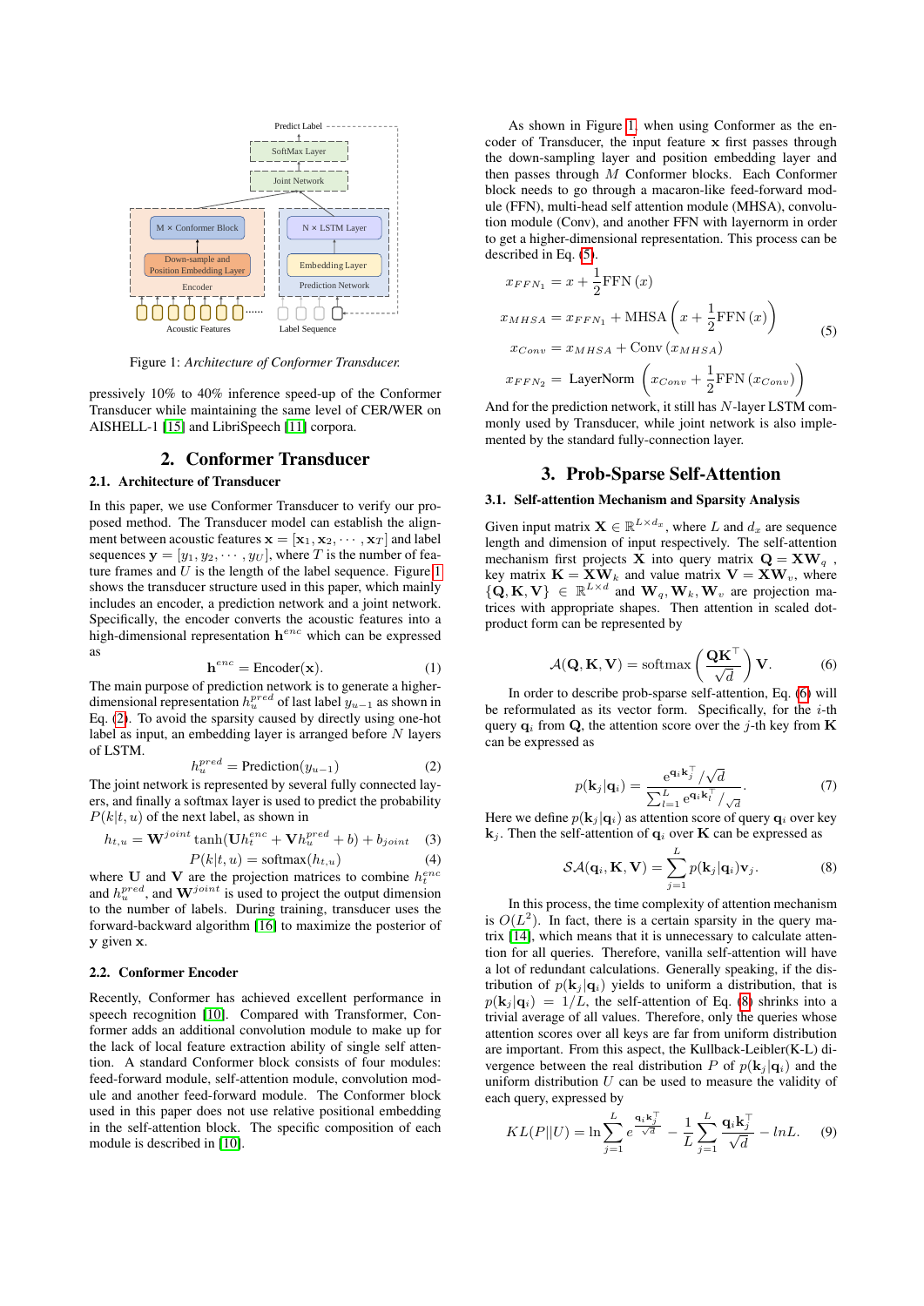Predict Label

SoftMax Layer

Joint Network

M × Conformer Block

Down-sample and Position Embedding Layer

Encoder

N × LSTM Layer

Embedding Layer

Prediction Network

Acoustic Features

Label Sequence

Figure 1: *Architecture of Conformer Transducer.*

pressively 10% to 40% inference speed-up of the Conformer Transducer while maintaining the same level of CER/WER on AISHELL-1 [15] and LibriSpeech [11] corpora.

## 2. Conformer Transducer

### 2.1. Architecture of Transducer

In this paper, we use Conformer Transducer to verify our proposed method. The Transducer model can establish the alignment between acoustic features $\mathbf{x} = [\mathbf{x}_1, \mathbf{x}_2, \cdots, \mathbf{x}_T]$ and label sequences $\mathbf{y} = [y_1, y_2, \cdots, y_U]$, where $T$ is the number of feature frames and $U$ is the length of the label sequence. Figure 1 shows the transducer structure used in this paper, which mainly includes an encoder, a prediction network and a joint network. Specifically, the encoder converts the acoustic features into a high-dimensional representation $\mathbf{h}^{enc}$ which can be expressed as

$$\mathbf{h}^{enc} = \text{Encoder}(\mathbf{x}). \tag{1}$$

The main purpose of prediction network is to generate a higher-dimensional representation $h_u^{pred}$ of last label $y_{u-1}$ as shown in Eq. (2). To avoid the sparsity caused by directly using one-hot label as input, an embedding layer is arranged before $N$ layers of LSTM.

$$h_u^{pred} = \text{Prediction}(y_{u-1}) \tag{2}$$

The joint network is represented by several fully connected layers, and finally a softmax layer is used to predict the probability $P(k|t, u)$ of the next label, as shown in

$$h_{t,u} = \mathbf{W}^{joint} \tanh(\mathbf{U}h_t^{enc} + \mathbf{V}h_u^{pred} + b) + b_{joint} \tag{3}$$

$$P(k|t, u) = \text{softmax}(h_{t,u}) \tag{4}$$

where $\mathbf{U}$ and $\mathbf{V}$ are the projection matrices to combine $h_t^{enc}$ and $h_u^{pred}$, and $\mathbf{W}^{joint}$ is used to project the output dimension to the number of labels. During training, transducer uses the forward-backward algorithm [16] to maximize the posterior of $\mathbf{y}$ given $\mathbf{x}$.

### 2.2. Conformer Encoder

Recently, Conformer has achieved excellent performance in speech recognition [10]. Compared with Transformer, Conformer adds an additional convolution module to make up for the lack of local feature extraction ability of single self attention. A standard Conformer block consists of four modules: feed-forward module, self-attention module, convolution module and another feed-forward module. The Conformer block used in this paper does not use relative positional embedding in the self-attention block. The specific composition of each module is described in [10].

As shown in Figure 1, when using Conformer as the encoder of Transducer, the input feature $\mathbf{x}$ first passes through the down-sampling layer and position embedding layer and then passes through $M$ Conformer blocks. Each Conformer block needs to go through a macaron-like feed-forward module (FFN), multi-head self attention module (MHSA), convolution module (Conv), and another FFN with layernorm in order to get a higher-dimensional representation. This process can be described in Eq. (5).

$$\begin{aligned}
x_{FFN_1} &= x + \frac{1}{2}\text{FFN}(x) \\
x_{MHSA} &= x_{FFN_1} + \text{MHSA}\left(x + \frac{1}{2}\text{FFN}(x)\right) \\
x_{Conv} &= x_{MHSA} + \text{Conv}(x_{MHSA}) \\
x_{FFN_2} &= \text{LayerNorm}\left(x_{Conv} + \frac{1}{2}\text{FFN}(x_{Conv})\right)
\end{aligned} \tag{5}$$

And for the prediction network, it still has $N$-layer LSTM commonly used by Transducer, while joint network is also implemented by the standard fully-connection layer.

## 3. Prob-Sparse Self-Attention

### 3.1. Self-attention Mechanism and Sparsity Analysis

Given input matrix $\mathbf{X} \in \mathbb{R}^{L \times d_x}$, where $L$ and $d_x$ are sequence length and dimension of input respectively. The self-attention mechanism first projects $\mathbf{X}$ into query matrix $\mathbf{Q} = \mathbf{X}\mathbf{W}_q$, key matrix $\mathbf{K} = \mathbf{X}\mathbf{W}_k$ and value matrix $\mathbf{V} = \mathbf{X}\mathbf{W}_v$, where $\{\mathbf{Q}, \mathbf{K}, \mathbf{V}\} \in \mathbb{R}^{L \times d}$ and $\mathbf{W}_q, \mathbf{W}_k, \mathbf{W}_v$ are projection matrices with appropriate shapes. Then attention in scaled dot-product form can be represented by

$$\mathcal{A}(\mathbf{Q}, \mathbf{K}, \mathbf{V}) = \text{softmax}\left(\frac{\mathbf{Q}\mathbf{K}^\top}{\sqrt{d}}\right)\mathbf{V}. \tag{6}$$

In order to describe prob-sparse self-attention, Eq. (6) will be reformulated as its vector form. Specifically, for the $i$-th query $\mathbf{q}_i$ from $\mathbf{Q}$, the attention score over the $j$-th key from $\mathbf{K}$ can be expressed as

$$p(\mathbf{k}_j|\mathbf{q}_i) = \frac{e^{\mathbf{q}_i\mathbf{k}_j^\top/\sqrt{d}}}{\sum_{l=1}^{L} e^{\mathbf{q}_i\mathbf{k}_l^\top/\sqrt{d}}}. \tag{7}$$

Here we define $p(\mathbf{k}_j|\mathbf{q}_i)$ as attention score of query $\mathbf{q}_i$ over key $\mathbf{k}_j$. Then the self-attention of $\mathbf{q}_i$ over $\mathbf{K}$ can be expressed as

$$\mathcal{SA}(\mathbf{q}_i, \mathbf{K}, \mathbf{V}) = \sum_{j=1}^{L} p(\mathbf{k}_j|\mathbf{q}_i)\mathbf{v}_j. \tag{8}$$

In this process, the time complexity of attention mechanism is $O(L^2)$. In fact, there is a certain sparsity in the query matrix [14], which means that it is unnecessary to calculate attention for all queries. Therefore, vanilla self-attention will have a lot of redundant calculations. Generally speaking, if the distribution of $p(\mathbf{k}_j|\mathbf{q}_i)$ yields to uniform a distribution, that is $p(\mathbf{k}_j|\mathbf{q}_i) = 1/L$, the self-attention of Eq. (8) shrinks into a trivial average of all values. Therefore, only the queries whose attention scores over all keys are far from uniform distribution are important. From this aspect, the Kullback-Leibler(K-L) divergence between the real distribution $P$ of $p(\mathbf{k}_j|\mathbf{q}_i)$ and the uniform distribution $U$ can be used to measure the validity of each query, expressed by

$$KL(P||U) = \ln\sum_{j=1}^{L} e^{\frac{\mathbf{q}_i\mathbf{k}_j^\top}{\sqrt{d}}} - \frac{1}{L}\sum_{j=1}^{L}\frac{\mathbf{q}_i\mathbf{k}_j^\top}{\sqrt{d}} - lnL. \tag{9}$$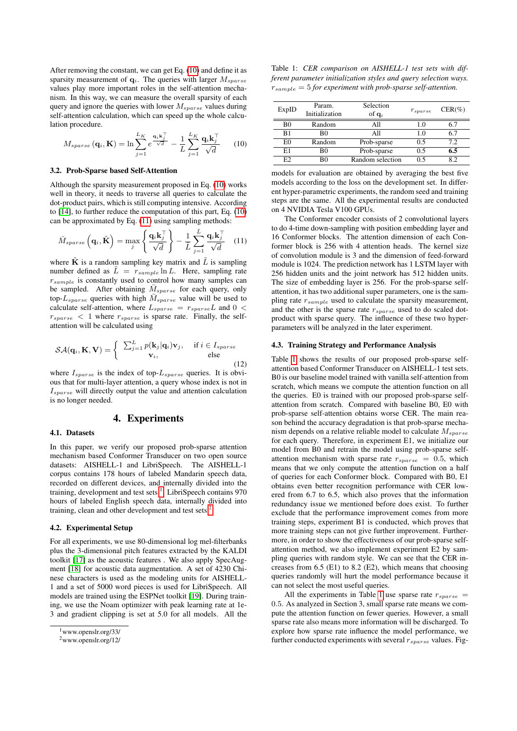After removing the constant, we can get Eq. (10) and define it as sparsity measurement of $\mathbf{q}_i$. The queries with larger $M_{sparse}$ values play more important roles in the self-attention mechanism. In this way, we can measure the overall sparsity of each query and ignore the queries with lower $M_{sparse}$ values during self-attention calculation, which can speed up the whole calculation procedure.

$$M_{sparse}\left(\mathbf{q}_i, \mathbf{K}\right) = \ln \sum_{j=1}^{L_K} e^{\frac{\mathbf{q}_i \mathbf{k}_j^\top}{\sqrt{d}}} - \frac{1}{L} \sum_{j=1}^{L_K} \frac{\mathbf{q}_i \mathbf{k}_j^\top}{\sqrt{d}} \tag{10}$$

### 3.2. Prob-Sparse based Self-Attention

Although the sparsity measurement proposed in Eq. (10) works well in theory, it needs to traverse all queries to calculate the dot-product pairs, which is still computing intensive. According to [14], to further reduce the computation of this part, Eq. (10) can be approximated by Eq. (11) using sampling methods:

$$\bar{M}_{sparse}\left(\mathbf{q}_i, \tilde{\mathbf{K}}\right) = \max_j \left\{ \frac{\mathbf{q}_i \mathbf{k}_j^\top}{\sqrt{d}} \right\} - \frac{1}{\tilde{L}} \sum_{j=1}^{\tilde{L}} \frac{\mathbf{q}_i \mathbf{k}_j^\top}{\sqrt{d}} \tag{11}$$

where $\tilde{\mathbf{K}}$ is a random sampling key matrix and $\tilde{L}$ is sampling number defined as $\tilde{L} = r_{sample} \ln L$. Here, sampling rate $r_{sample}$ is constantly used to control how many samples can be sampled. After obtaining $\bar{M}_{sparse}$ for each query, only top-$L_{sparse}$ queries with high $\bar{M}_{sparse}$ value will be used to calculate self-attention, where $L_{sparse} = r_{sparse} L$ and $0 < r_{sparse} < 1$ where $r_{sparse}$ is sparse rate. Finally, the self-attention will be calculated using

$$\mathcal{SA}(\mathbf{q}_i, \mathbf{K}, \mathbf{V}) = \begin{cases} \sum_{j=1}^{L} p(\mathbf{k}_j | \mathbf{q}_i) \mathbf{v}_j, & \text{if } i \in I_{sparse} \\ \mathbf{v}_i, & \text{else} \end{cases} \tag{12}$$

where $I_{sparse}$ is the index of top-$L_{sparse}$ queries. It is obviously that for multi-layer attention, a query whose index is not in $I_{sparse}$ will directly output the value and attention calculation is no longer needed.

## 4. Experiments

### 4.1. Datasets

In this paper, we verify our proposed prob-sparse attention mechanism based Conformer Transducer on two open source datasets: AISHELL-1 and LibriSpeech. The AISHELL-1 corpus contains 178 hours of labeled Mandarin speech data, recorded on different devices, and internally divided into the training, development and test sets [1]. LibriSpeech contains 970 hours of labeled English speech data, internally divided into training, clean and other development and test sets [2].

### 4.2. Experimental Setup

For all experiments, we use 80-dimensional log mel-filterbanks plus the 3-dimensional pitch features extracted by the KALDI toolkit [17] as the acoustic features . We also apply SpecAugment [18] for acoustic data augmentation. A set of 4230 Chinese characters is used as the modeling units for AISHELL-1 and a set of 5000 word pieces is used for LibriSpeech. All models are trained using the ESPNet toolkit [19]. During training, we use the Noam optimizer with peak learning rate at 1e-3 and gradient clipping is set at 5.0 for all models. All the models for evaluation are obtained by averaging the best five models according to the loss on the development set. In different hyper-parametric experiments, the random seed and training steps are the same. All the experimental results are conducted on 4 NVIDIA Tesla V100 GPUs.

The Conformer encoder consists of 2 convolutional layers to do 4-time down-sampling with position embedding layer and 16 Conformer blocks. The attention dimension of each Conformer block is 256 with 4 attention heads. The kernel size of convolution module is 3 and the dimension of feed-forward module is 1024. The prediction network has 1 LSTM layer with 256 hidden units and the joint network has 512 hidden units. The size of embedding layer is 256. For the prob-sparse self-attention, it has two additional super parameters, one is the sampling rate $r_{sample}$ used to calculate the sparsity measurement, and the other is the sparse rate $r_{sparse}$ used to do scaled dot-product with sparse query. The influence of these two hyper-parameters will be analyzed in the later experiment.

[1] www.openslr.org/33/

[2] www.openslr.org/12/

Table 1: *CER comparison on AISHELL-1 test sets with different parameter initialization styles and query selection ways. $r_{sample} = 5$ for experiment with prob-sparse self-attention.*

| ExpID | Param. Initialization | Selection of $\mathbf{q}_i$ | $r_{sparse}$ | CER(%) |
|---|---|---|---|---|
| B0 | Random | All | 1.0 | 6.7 |
| B1 | B0 | All | 1.0 | 6.7 |
| E0 | Random | Prob-sparse | 0.5 | 7.2 |
| E1 | B0 | Prob-sparse | 0.5 | **6.5** |
| E2 | B0 | Random selection | 0.5 | 8.2 |

### 4.3. Training Strategy and Performance Analysis

Table 1 shows the results of our proposed prob-sparse self-attention based Conformer Transducer on AISHELL-1 test sets. B0 is our baseline model trained with vanilla self-attention from scratch, which means we compute the attention function on all the queries. E0 is trained with our proposed prob-sparse self-attention from scratch. Compared with baseline B0, E0 with prob-sparse self-attention obtains worse CER. The main reason behind the accuracy degradation is that prob-sparse mechanism depends on a relative reliable model to calculate $M_{sparse}$ for each query. Therefore, in experiment E1, we initialize our model from B0 and retrain the model using prob-sparse self-attention mechanism with sparse rate $r_{sparse} = 0.5$, which means that we only compute the attention function on a half of queries for each Conformer block. Compared with B0, E1 obtains even better recognition performance with CER lowered from 6.7 to 6.5, which also proves that the information redundancy issue we mentioned before does exist. To further exclude that the performance improvement comes from more training steps, experiment B1 is conducted, which proves that more training steps can not give further improvement. Furthermore, in order to show the effectiveness of our prob-sparse self-attention method, we also implement experiment E2 by sampling queries with random style. We can see that the CER increases from 6.5 (E1) to 8.2 (E2), which means that choosing queries randomly will hurt the model performance because it can not select the most useful queries.

All the experiments in Table 1 use sparse rate $r_{sparse} = 0.5$. As analyzed in Section 3, small sparse rate means we compute the attention function on fewer queries. However, a small sparse rate also means more information will be discharged. To explore how sparse rate influence the model performance, we further conducted experiments with several $r_{sparse}$ values. Fig-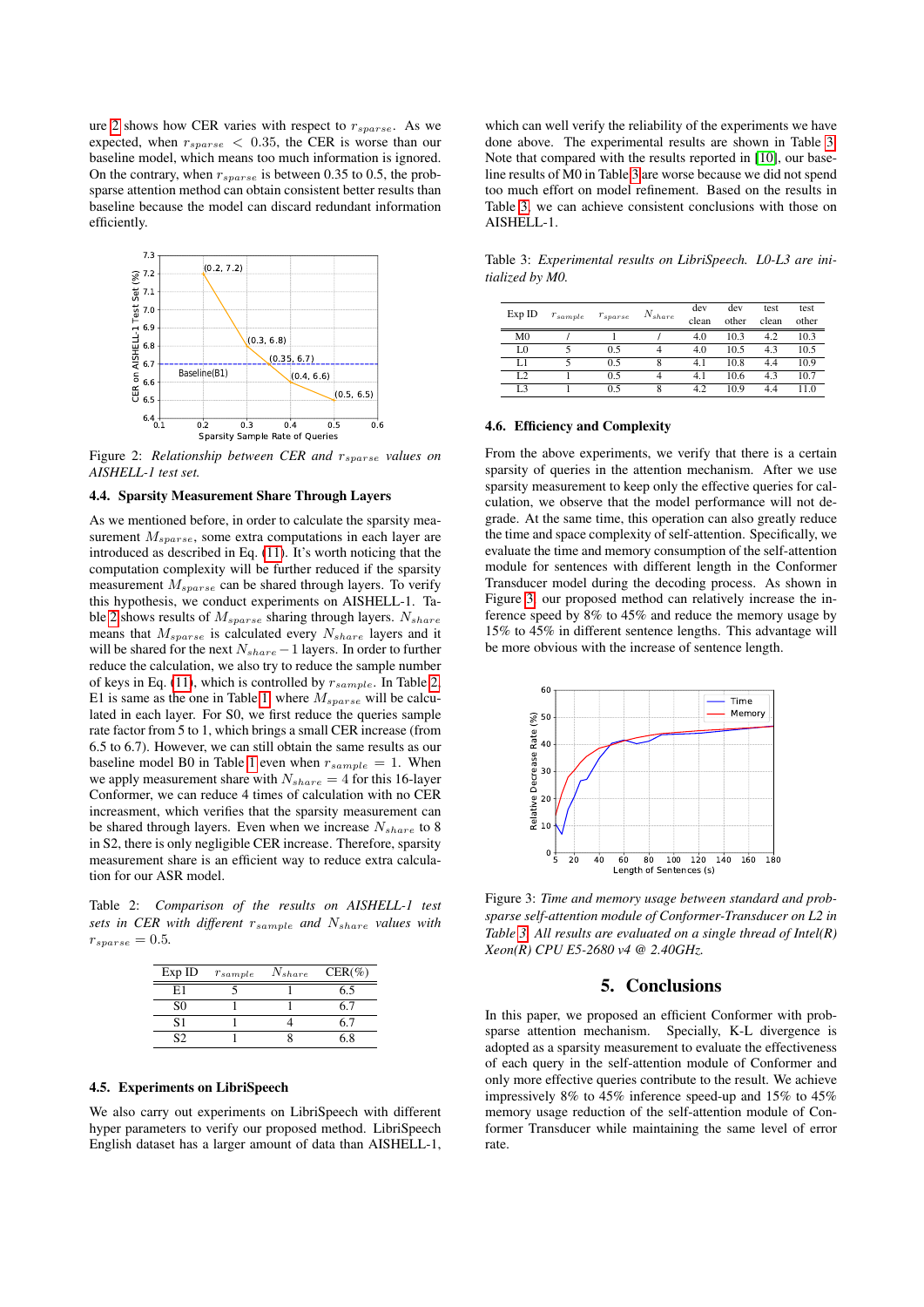ure 2 shows how CER varies with respect to $r_{sparse}$. As we expected, when $r_{sparse} < 0.35$, the CER is worse than our baseline model, which means too much information is ignored. On the contrary, when $r_{sparse}$ is between 0.35 to 0.5, the prob-sparse attention method can obtain consistent better results than baseline because the model can discard redundant information efficiently.

Figure 2: *Relationship between CER and $r_{sparse}$ values on AISHELL-1 test set.*

### 4.4. Sparsity Measurement Share Through Layers

As we mentioned before, in order to calculate the sparsity measurement $M_{sparse}$, some extra computations in each layer are introduced as described in Eq. (11). It's worth noticing that the computation complexity will be further reduced if the sparsity measurement $M_{sparse}$ can be shared through layers. To verify this hypothesis, we conduct experiments on AISHELL-1. Table 2 shows results of $M_{sparse}$ sharing through layers. $N_{share}$ means that $M_{sparse}$ is calculated every $N_{share}$ layers and it will be shared for the next $N_{share} - 1$ layers. In order to further reduce the calculation, we also try to reduce the sample number of keys in Eq. (11), which is controlled by $r_{sample}$. In Table 2, E1 is same as the one in Table 1 where $M_{sparse}$ will be calculated in each layer. For S0, we first reduce the queries sample rate factor from 5 to 1, which brings a small CER increase (from 6.5 to 6.7). However, we can still obtain the same results as our baseline model B0 in Table 1 even when $r_{sample} = 1$. When we apply measurement share with $N_{share} = 4$ for this 16-layer Conformer, we can reduce 4 times of calculation with no CER increasment, which verifies that the sparsity measurement can be shared through layers. Even when we increase $N_{share}$ to 8 in S2, there is only negligible CER increase. Therefore, sparsity measurement share is an efficient way to reduce extra calculation for our ASR model.

Table 2: *Comparison of the results on AISHELL-1 test sets in CER with different $r_{sample}$ and $N_{share}$ values with $r_{sparse} = 0.5$.*

| Exp ID | $r_{sample}$ | $N_{share}$ | CER(%) |
|---|---|---|---|
| E1 | 5 | 1 | 6.5 |
| S0 | 1 | 1 | 6.7 |
| S1 | 1 | 4 | 6.7 |
| S2 | 1 | 8 | 6.8 |

### 4.5. Experiments on LibriSpeech

We also carry out experiments on LibriSpeech with different hyper parameters to verify our proposed method. LibriSpeech English dataset has a larger amount of data than AISHELL-1, which can well verify the reliability of the experiments we have done above. The experimental results are shown in Table 3. Note that compared with the results reported in [10], our baseline results of M0 in Table 3 are worse because we did not spend too much effort on model refinement. Based on the results in Table 3, we can achieve consistent conclusions with those on AISHELL-1.

Table 3: *Experimental results on LibriSpeech. L0-L3 are initialized by M0.*

| Exp ID | $r_{sample}$ | $r_{sparse}$ | $N_{share}$ | dev clean | dev other | test clean | test other |
|---|---|---|---|---|---|---|---|
| M0 | / | 1 | / | 4.0 | 10.3 | 4.2 | 10.3 |
| L0 | 5 | 0.5 | 4 | 4.0 | 10.5 | 4.3 | 10.5 |
| L1 | 5 | 0.5 | 8 | 4.1 | 10.8 | 4.4 | 10.9 |
| L2 | 1 | 0.5 | 4 | 4.1 | 10.6 | 4.3 | 10.7 |
| L3 | 1 | 0.5 | 8 | 4.2 | 10.9 | 4.4 | 11.0 |

### 4.6. Efficiency and Complexity

From the above experiments, we verify that there is a certain sparsity of queries in the attention mechanism. After we use sparsity measurement to keep only the effective queries for calculation, we observe that the model performance will not degrade. At the same time, this operation can also greatly reduce the time and space complexity of self-attention. Specifically, we evaluate the time and memory consumption of the self-attention module for sentences with different length in the Conformer Transducer model during the decoding process. As shown in Figure 3, our proposed method can relatively increase the inference speed by 8% to 45% and reduce the memory usage by 15% to 45% in different sentence lengths. This advantage will be more obvious with the increase of sentence length.

Figure 3: *Time and memory usage between standard and prob-sparse self-attention module of Conformer-Transducer on L2 in Table 3. All results are evaluated on a single thread of Intel(R) Xeon(R) CPU E5-2680 v4 @ 2.40GHz.*

## 5. Conclusions

In this paper, we proposed an efficient Conformer with prob-sparse attention mechanism. Specially, K-L divergence is adopted as a sparsity measurement to evaluate the effectiveness of each query in the self-attention module of Conformer and only more effective queries contribute to the result. We achieve impressively 8% to 45% inference speed-up and 15% to 45% memory usage reduction of the self-attention module of Conformer Transducer while maintaining the same level of error rate.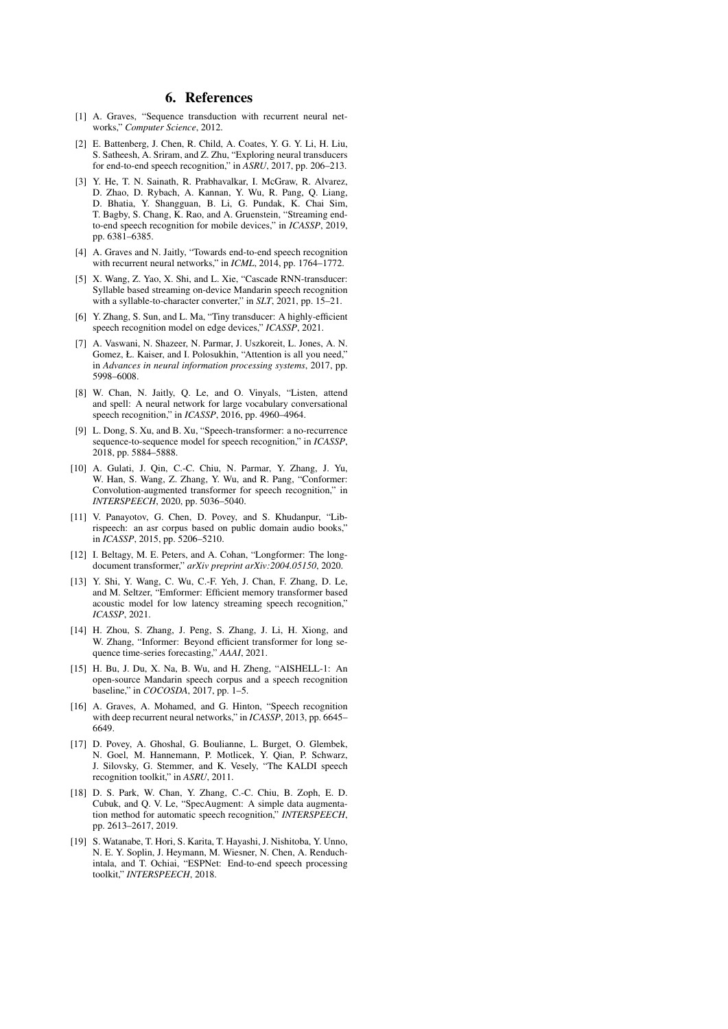## 6. References

[1] A. Graves, "Sequence transduction with recurrent neural networks," *Computer Science*, 2012.

[2] E. Battenberg, J. Chen, R. Child, A. Coates, Y. G. Y. Li, H. Liu, S. Satheesh, A. Sriram, and Z. Zhu, "Exploring neural transducers for end-to-end speech recognition," in *ASRU*, 2017, pp. 206–213.

[3] Y. He, T. N. Sainath, R. Prabhavalkar, I. McGraw, R. Alvarez, D. Zhao, D. Rybach, A. Kannan, Y. Wu, R. Pang, Q. Liang, D. Bhatia, Y. Shangguan, B. Li, G. Pundak, K. Chai Sim, T. Bagby, S. Chang, K. Rao, and A. Gruenstein, "Streaming end-to-end speech recognition for mobile devices," in *ICASSP*, 2019, pp. 6381–6385.

[4] A. Graves and N. Jaitly, "Towards end-to-end speech recognition with recurrent neural networks," in *ICML*, 2014, pp. 1764–1772.

[5] X. Wang, Z. Yao, X. Shi, and L. Xie, "Cascade RNN-transducer: Syllable based streaming on-device Mandarin speech recognition with a syllable-to-character converter," in *SLT*, 2021, pp. 15–21.

[6] Y. Zhang, S. Sun, and L. Ma, "Tiny transducer: A highly-efficient speech recognition model on edge devices," *ICASSP*, 2021.

[7] A. Vaswani, N. Shazeer, N. Parmar, J. Uszkoreit, L. Jones, A. N. Gomez, Ł. Kaiser, and I. Polosukhin, "Attention is all you need," in *Advances in neural information processing systems*, 2017, pp. 5998–6008.

[8] W. Chan, N. Jaitly, Q. Le, and O. Vinyals, "Listen, attend and spell: A neural network for large vocabulary conversational speech recognition," in *ICASSP*, 2016, pp. 4960–4964.

[9] L. Dong, S. Xu, and B. Xu, "Speech-transformer: a no-recurrence sequence-to-sequence model for speech recognition," in *ICASSP*, 2018, pp. 5884–5888.

[10] A. Gulati, J. Qin, C.-C. Chiu, N. Parmar, Y. Zhang, J. Yu, W. Han, S. Wang, Z. Zhang, Y. Wu, and R. Pang, "Conformer: Convolution-augmented transformer for speech recognition," in *INTERSPEECH*, 2020, pp. 5036–5040.

[11] V. Panayotov, G. Chen, D. Povey, and S. Khudanpur, "Librispeech: an asr corpus based on public domain audio books," in *ICASSP*, 2015, pp. 5206–5210.

[12] I. Beltagy, M. E. Peters, and A. Cohan, "Longformer: The long-document transformer," *arXiv preprint arXiv:2004.05150*, 2020.

[13] Y. Shi, Y. Wang, C. Wu, C.-F. Yeh, J. Chan, F. Zhang, D. Le, and M. Seltzer, "Emformer: Efficient memory transformer based acoustic model for low latency streaming speech recognition," *ICASSP*, 2021.

[14] H. Zhou, S. Zhang, J. Peng, S. Zhang, J. Li, H. Xiong, and W. Zhang, "Informer: Beyond efficient transformer for long sequence time-series forecasting," *AAAI*, 2021.

[15] H. Bu, J. Du, X. Na, B. Wu, and H. Zheng, "AISHELL-1: An open-source Mandarin speech corpus and a speech recognition baseline," in *COCOSDA*, 2017, pp. 1–5.

[16] A. Graves, A. Mohamed, and G. Hinton, "Speech recognition with deep recurrent neural networks," in *ICASSP*, 2013, pp. 6645–6649.

[17] D. Povey, A. Ghoshal, G. Boulianne, L. Burget, O. Glembek, N. Goel, M. Hannemann, P. Motlicek, Y. Qian, P. Schwarz, J. Silovsky, G. Stemmer, and K. Vesely, "The KALDI speech recognition toolkit," in *ASRU*, 2011.

[18] D. S. Park, W. Chan, Y. Zhang, C.-C. Chiu, B. Zoph, E. D. Cubuk, and Q. V. Le, "SpecAugment: A simple data augmentation method for automatic speech recognition," *INTERSPEECH*, pp. 2613–2617, 2019.

[19] S. Watanabe, T. Hori, S. Karita, T. Hayashi, J. Nishitoba, Y. Unno, N. E. Y. Soplin, J. Heymann, M. Wiesner, N. Chen, A. Renduchintala, and T. Ochiai, "ESPNet: End-to-end speech processing toolkit," *INTERSPEECH*, 2018.